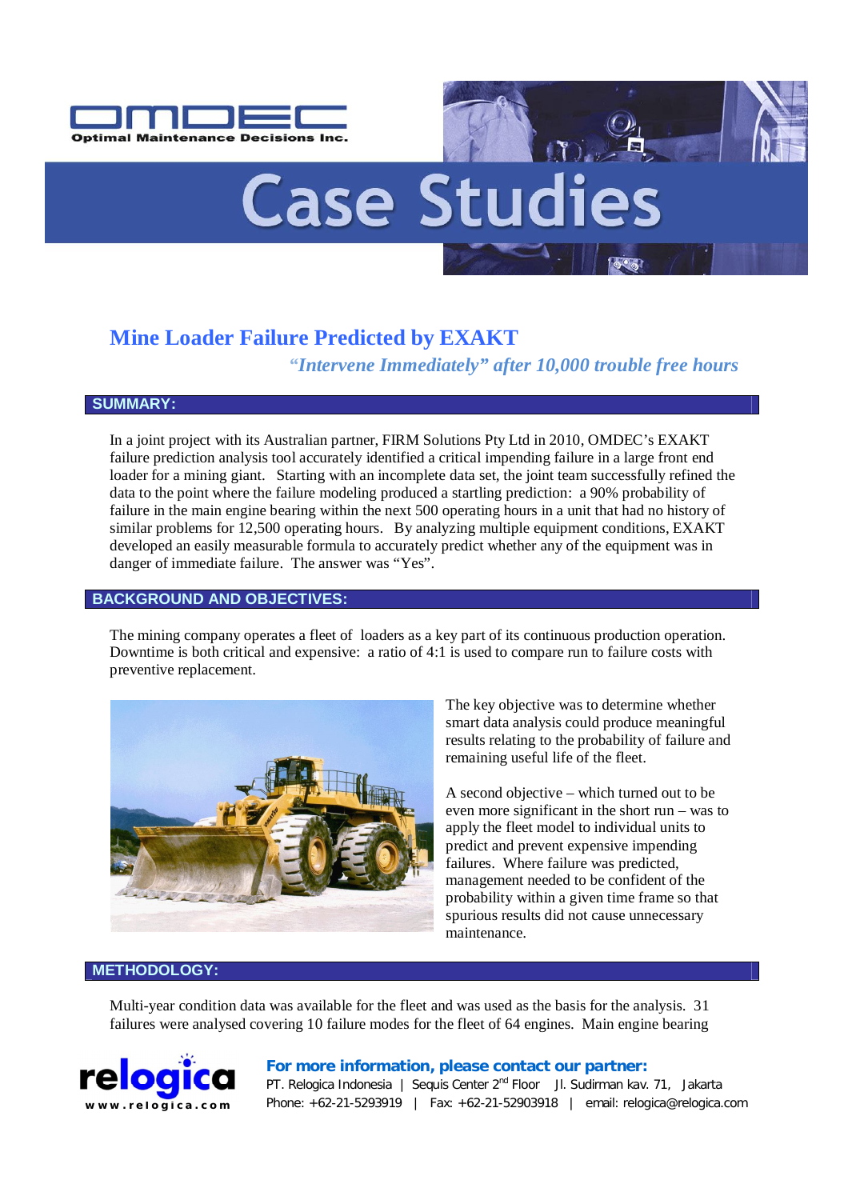# Case Studies

## Mine Loader Failure Predicted by EXAKT

*"Intervene Immediately" after 10,000 trouble free hours*

### SUMMARY:

In a joint project with its Australian partner, FIRM Solutions Pty Ltd in 2010, OMDEC's EXAKT failure prediction analysis tool accurately identified a critical impending failure in a large front end loader for a mining giant. Starting with an incomplete data set, the joint team successfully refined the data to the point where the failure modeling produced a startling prediction: a 90% probability of failure in the main engine bearing within the next 500 operating hours in a unit that had no history of similar problems for 12,500 operating hours. By analyzing multiple equipment conditions, EXAKT developed an easily measurable formula to accurately predict whether any of the equipment was in danger of immediate failure. The answer was "Yes".

### BACKGROUND AND OBJECTIVES:

The mining company operates a fleet of loaders as a key part of its continuous production operation. Downtime is both critical and expensive: a ratio of 4:1 is used to compare run to failure costs with preventive replacement.

The key objective was to determine whether smart data analysis could produce meaningful results relating to the probability of failure and remaining useful life of the fleet.

A second objective – which turned out to be even more significant in the short run – was to apply the fleet model to individual units to predict and prevent expensive impending failures. Where failure was predicted, management needed to be confident of the probability within a given time frame so that spurious results did not cause unnecessary maintenance.

### METHODOLOGY:

Multi-year condition data was available for the fleet and was used as the basis for the analysis. 31 failures were analysed covering 10 failure modes for the fleet of 64 engines. Main engine bearing

**For more information, please contact our partner:**
PT. Relogica Indonesia | Sequis Center 2nd Floor Jl. Sudirman kav. 71, Jakarta
Phone: +62-21-5293919 | Fax: +62-21-52903918 | email: relogica@relogica.com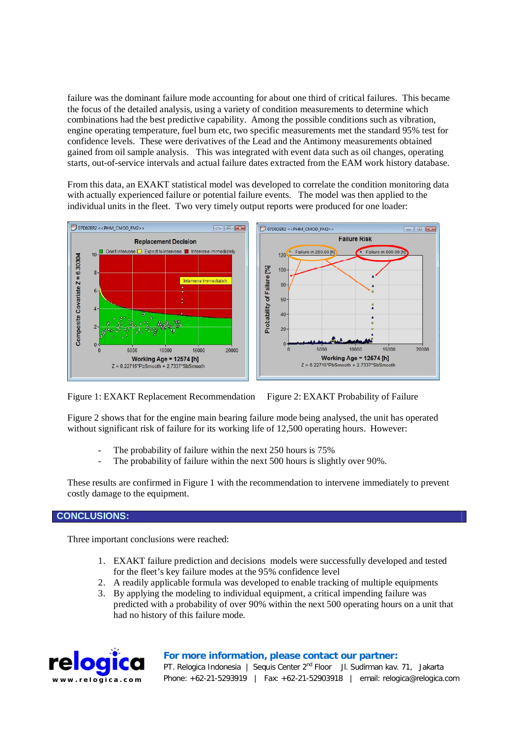failure was the dominant failure mode accounting for about one third of critical failures. This became the focus of the detailed analysis, using a variety of condition measurements to determine which combinations had the best predictive capability. Among the possible conditions such as vibration, engine operating temperature, fuel burn etc, two specific measurements met the standard 95% test for confidence levels. These were derivatives of the Lead and the Antimony measurements obtained gained from oil sample analysis. This was integrated with event data such as oil changes, operating starts, out-of-service intervals and actual failure dates extracted from the EAM work history database.

From this data, an EXAKT statistical model was developed to correlate the condition monitoring data with actually experienced failure or potential failure events. The model was then applied to the individual units in the fleet. Two very timely output reports were produced for one loader:

07D02ER2 <<PHM_CMOD_FM2>>

Replacement Decision

Don't intervene | Expect to intervene | Intervene immediately

Intervene immediately

Composite Covariate Z = 6.30304

10
8
6
4
2
0

0 5000 10000 15000 20000

Working Age = 12574 [h]

Z = 0.22715*PbSmooth + 2.7337*SbSmooth

07D02ER2 <<PHM_CMOD_FM2>>

Failure Risk

Failure in 250.00 [h]

Failure in 500.00 [h]

Probability of Failure [%]

120
100
80
60
40
20
0

0 5000 10000 15000 20000

Working Age = 12574 [h]

Z = 0.22715*PbSmooth + 2.7337*SbSmooth

Figure 1: EXAKT Replacement Recommendation     Figure 2: EXAKT Probability of Failure

Figure 2 shows that for the engine main bearing failure mode being analysed, the unit has operated without significant risk of failure for its working life of 12,500 operating hours. However:

- The probability of failure within the next 250 hours is 75%
- The probability of failure within the next 500 hours is slightly over 90%.

These results are confirmed in Figure 1 with the recommendation to intervene immediately to prevent costly damage to the equipment.

## CONCLUSIONS:

Three important conclusions were reached:

1. EXAKT failure prediction and decisions models were successfully developed and tested for the fleet's key failure modes at the 95% confidence level
2. A readily applicable formula was developed to enable tracking of multiple equipments
3. By applying the modeling to individual equipment, a critical impending failure was predicted with a probability of over 90% within the next 500 operating hours on a unit that had no history of this failure mode.

relogica
www.relogica.com

**For more information, please contact our partner:**
PT. Relogica Indonesia | Sequis Center 2nd Floor Jl. Sudirman kav. 71, Jakarta
Phone: +62-21-5293919 | Fax: +62-21-52903918 | email: relogica@relogica.com